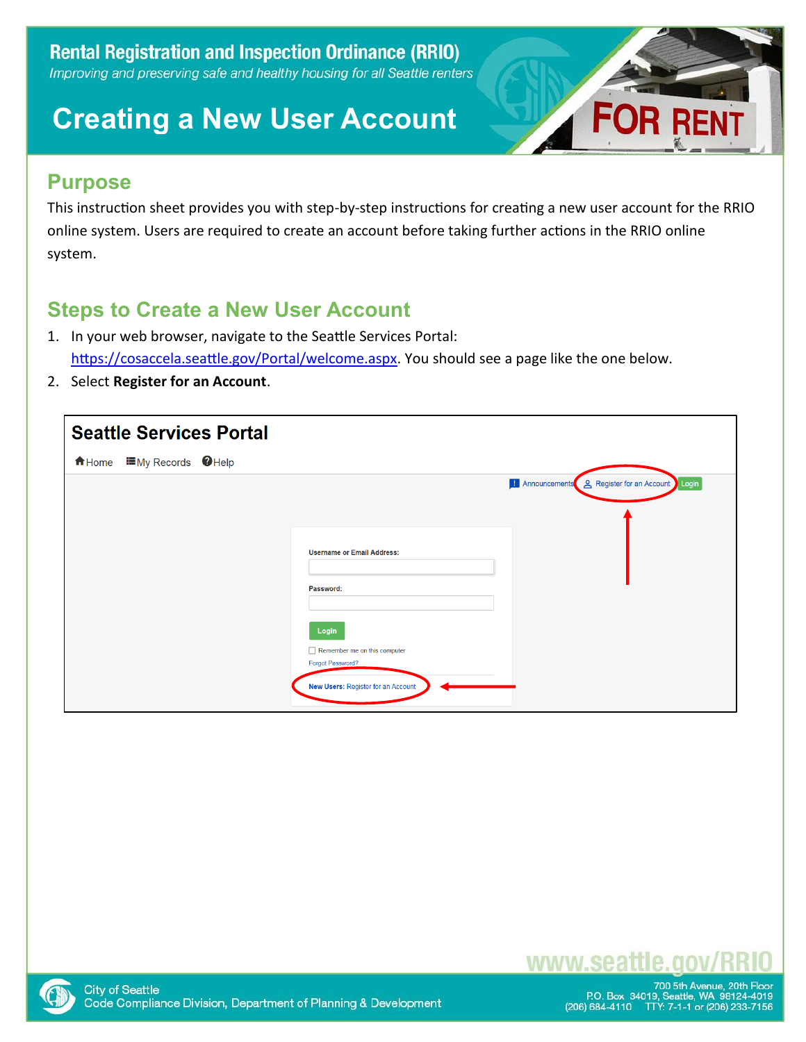# Rental Registration and Inspection Ordinance (RRIO)

*Improving and preserving safe and healthy housing for all Seattle renters*

# Creating a New User Account

## Purpose

This instruction sheet provides you with step-by-step instructions for creating a new user account for the RRIO online system. Users are required to create an account before taking further actions in the RRIO online system.

## Steps to Create a New User Account

1. In your web browser, navigate to the Seattle Services Portal: https://cosaccela.seattle.gov/Portal/welcome.aspx. You should see a page like the one below.
2. Select **Register for an Account**.

www.seattle.gov/RRIO

City of Seattle
Code Compliance Division, Department of Planning & Development

700 5th Avenue, 20th Floor
P.O. Box 34019, Seattle, WA 98124-4019
(206) 684-4110 TTY: 7-1-1 or (206) 233-7156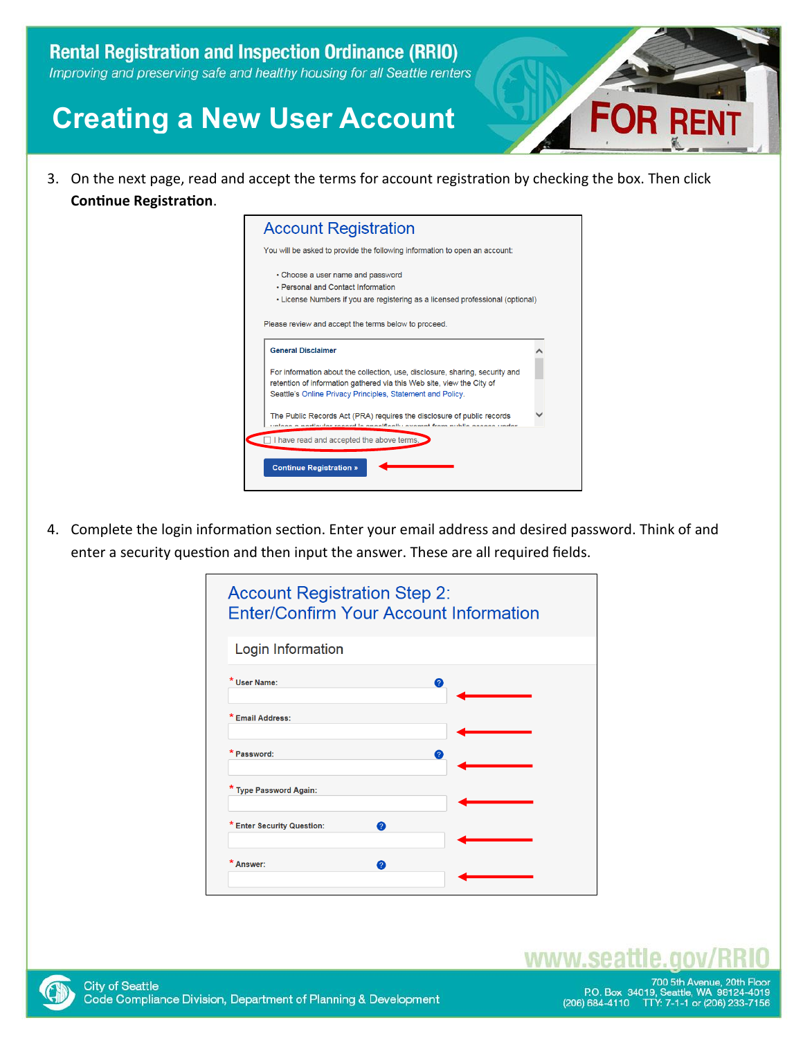# Rental Registration and Inspection Ordinance (RRIO)

*Improving and preserving safe and healthy housing for all Seattle renters*

## Creating a New User Account

3. On the next page, read and accept the terms for account registration by checking the box. Then click **Continue Registration**.

   Account Registration

   You will be asked to provide the following information to open an account:

   - Choose a user name and password
   - Personal and Contact Information
   - License Numbers if you are registering as a licensed professional (optional)

   Please review and accept the terms below to proceed.

   **General Disclaimer**

   For information about the collection, use, disclosure, sharing, security and retention of information gathered via this Web site, view the City of Seattle's Online Privacy Principles, Statement and Policy.

   The Public Records Act (PRA) requires the disclosure of public records

   ☐ I have read and accepted the above terms.

   Continue Registration »

4. Complete the login information section. Enter your email address and desired password. Think of and enter a security question and then input the answer. These are all required fields.

   Account Registration Step 2:
   Enter/Confirm Your Account Information

   Login Information

   - * User Name:
   - * Email Address:
   - * Password:
   - * Type Password Again:
   - * Enter Security Question:
   - * Answer:

www.seattle.gov/RRIO

City of Seattle
Code Compliance Division, Department of Planning & Development

700 5th Avenue, 20th Floor
P.O. Box 34019, Seattle, WA 98124-4019
(206) 684-4110 TTY: 7-1-1 or (206) 233-7156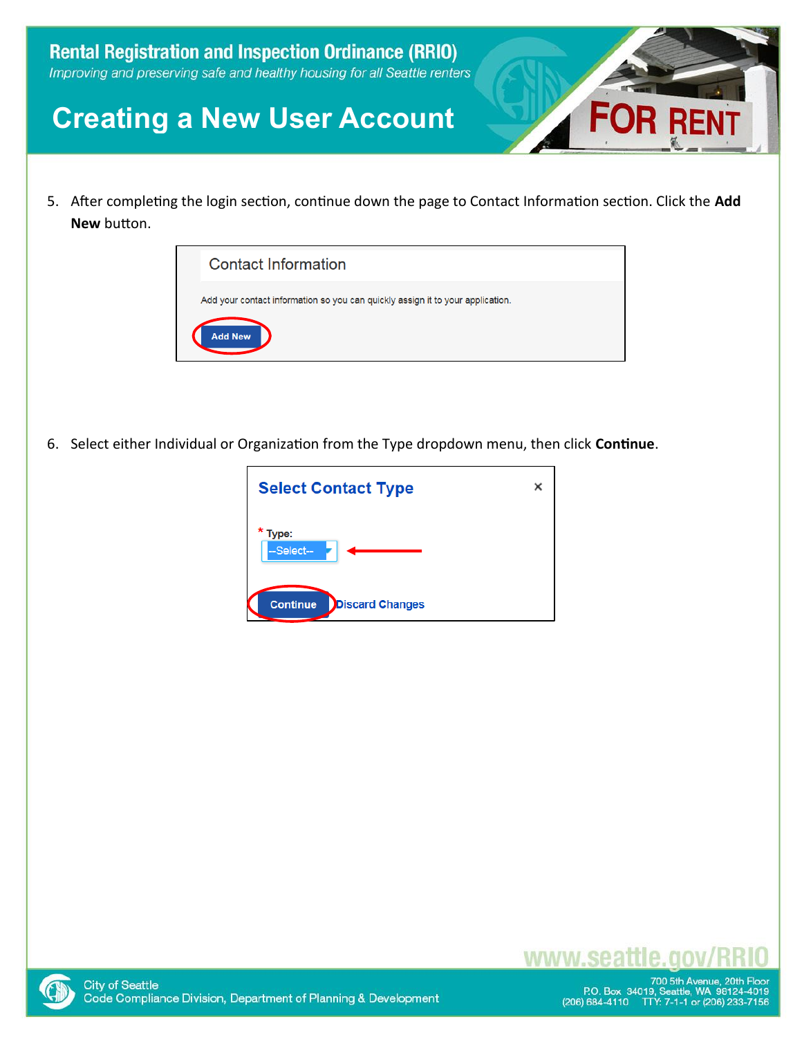# Rental Registration and Inspection Ordinance (RRIO)

*Improving and preserving safe and healthy housing for all Seattle renters*

## Creating a New User Account

5. After completing the login section, continue down the page to Contact Information section. Click the **Add New** button.

Contact Information

Add your contact information so you can quickly assign it to your application.

Add New

6. Select either Individual or Organization from the Type dropdown menu, then click **Continue**.

Select Contact Type

* Type:

--Select--

Continue Discard Changes

www.seattle.gov/RRIO

City of Seattle
Code Compliance Division, Department of Planning & Development

700 5th Avenue, 20th Floor
P.O. Box 34019, Seattle, WA 98124-4019
(206) 684-4110 TTY: 7-1-1 or (206) 233-7156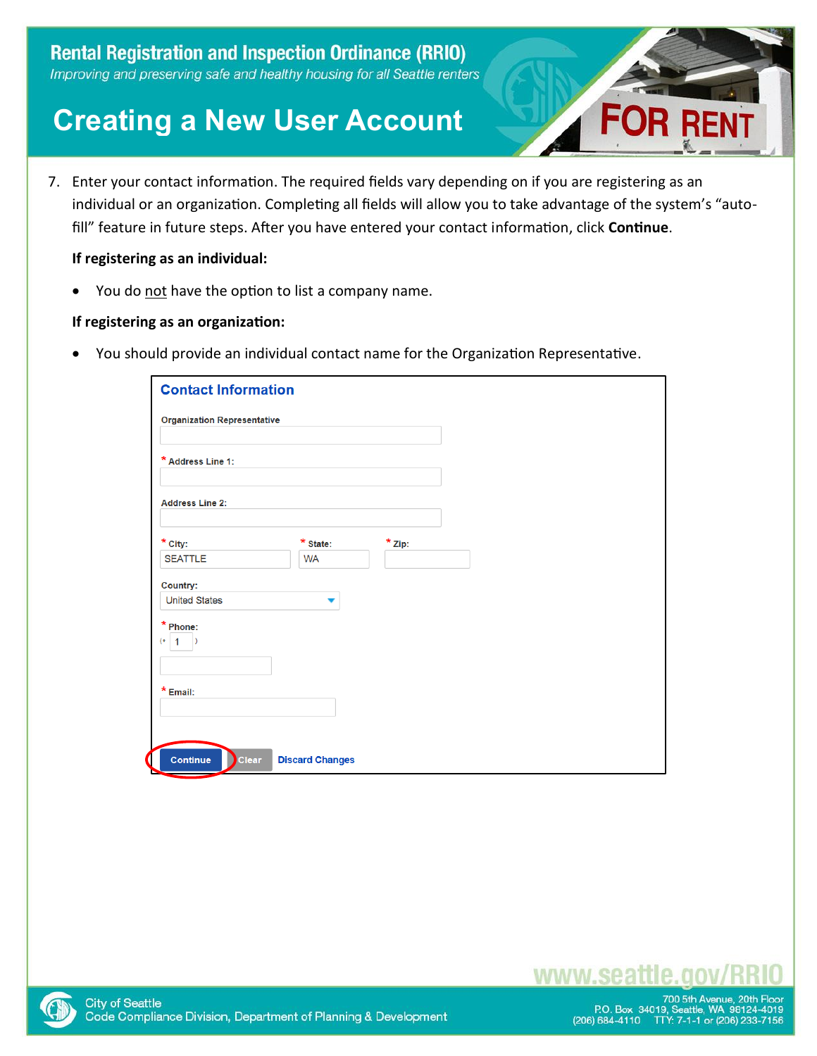# Rental Registration and Inspection Ordinance (RRIO)

*Improving and preserving safe and healthy housing for all Seattle renters*

## Creating a New User Account

7. Enter your contact information. The required fields vary depending on if you are registering as an individual or an organization. Completing all fields will allow you to take advantage of the system's "auto-fill" feature in future steps. After you have entered your contact information, click **Continue**.

**If registering as an individual:**

- You do not have the option to list a company name.

**If registering as an organization:**

- You should provide an individual contact name for the Organization Representative.

Contact Information

Organization Representative

* Address Line 1:

Address Line 2:

* City: SEATTLE
* State: WA
* Zip:

Country: United States

* Phone: (+ 1 )

* Email:

Continue | Clear | Discard Changes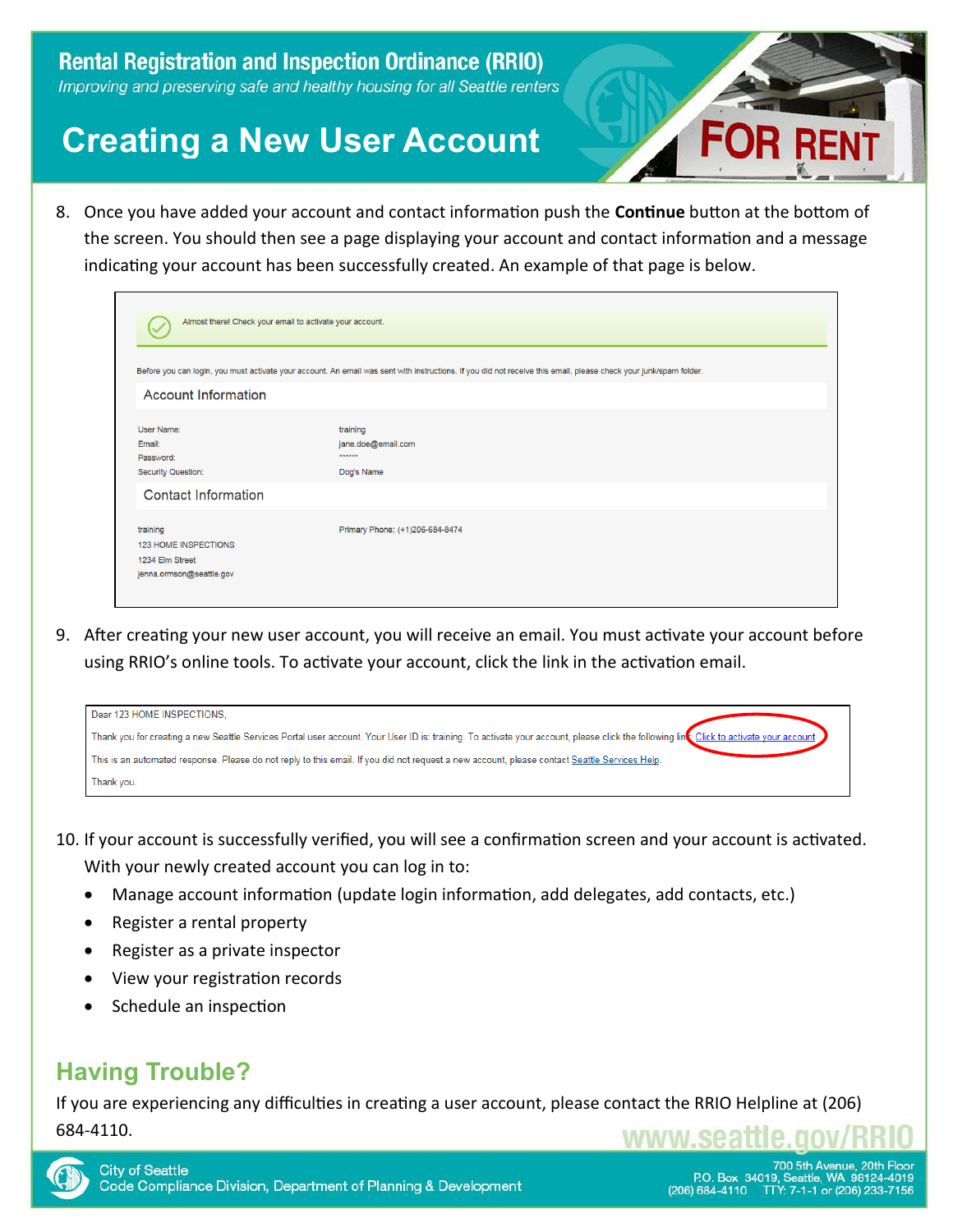# Rental Registration and Inspection Ordinance (RRIO)

*Improving and preserving safe and healthy housing for all Seattle renters*

## Creating a New User Account

8. Once you have added your account and contact information push the **Continue** button at the bottom of the screen. You should then see a page displaying your account and contact information and a message indicating your account has been successfully created. An example of that page is below.

Almost there! Check your email to activate your account.

Before you can login, you must activate your account. An email was sent with instructions. If you did not receive this email, please check your junk/spam folder.

Account Information

| | |
|---|---|
| User Name: | training |
| Email: | jane.doe@email.com |
| Password: | ****** |
| Security Question: | Dog's Name |

Contact Information

training
123 HOME INSPECTIONS
1234 Elm Street
jenna.ormson@seattle.gov

Primary Phone: (+1)206-684-8474

9. After creating your new user account, you will receive an email. You must activate your account before using RRIO's online tools. To activate your account, click the link in the activation email.

Dear 123 HOME INSPECTIONS,

Thank you for creating a new Seattle Services Portal user account. Your User ID is: training. To activate your account, please click the following link: Click to activate your account

This is an automated response. Please do not reply to this email. If you did not request a new account, please contact Seattle Services Help.

Thank you.

10. If your account is successfully verified, you will see a confirmation screen and your account is activated. With your newly created account you can log in to:
    - Manage account information (update login information, add delegates, add contacts, etc.)
    - Register a rental property
    - Register as a private inspector
    - View your registration records
    - Schedule an inspection

## Having Trouble?

If you are experiencing any difficulties in creating a user account, please contact the RRIO Helpline at (206) 684-4110.

www.seattle.gov/RRIO

City of Seattle
Code Compliance Division, Department of Planning & Development

700 5th Avenue, 20th Floor
P.O. Box 34019, Seattle, WA 98124-4019
(206) 684-4110 TTY: 7-1-1 or (206) 233-7156